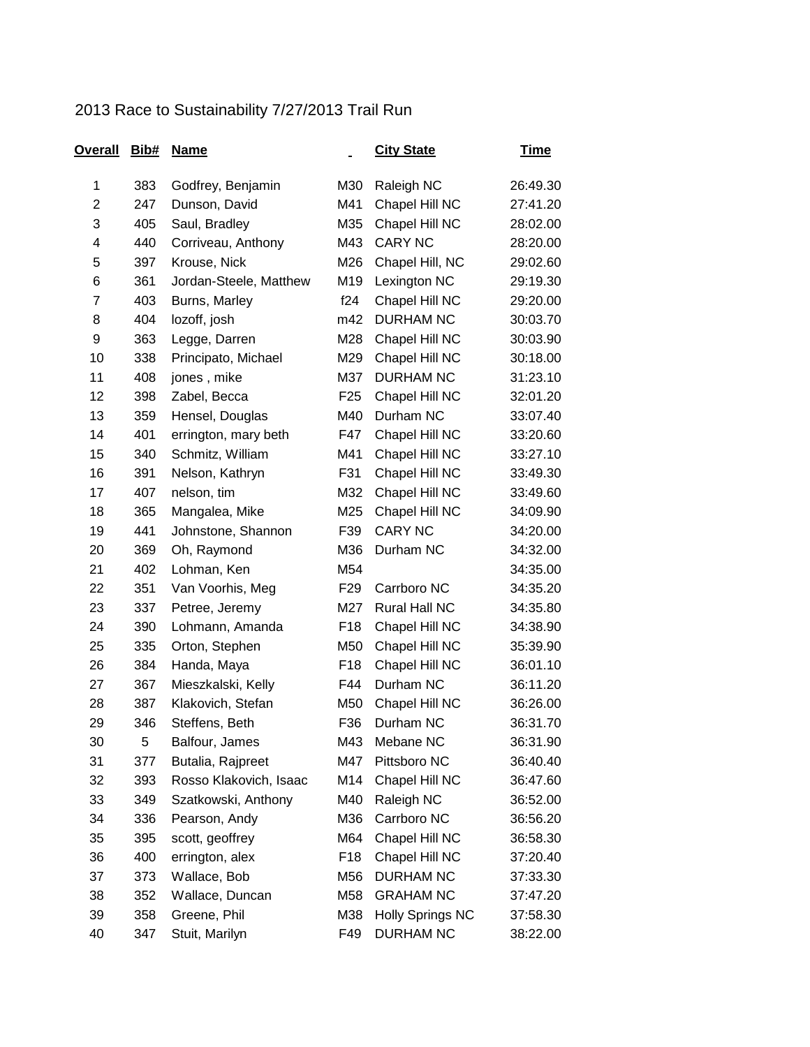2013 Race to Sustainability 7/27/2013 Trail Run

| Overall | Bib# | Name | | City State | Time |
|---|---|---|---|---|---|
| 1 | 383 | Godfrey, Benjamin | M30 | Raleigh NC | 26:49.30 |
| 2 | 247 | Dunson, David | M41 | Chapel Hill NC | 27:41.20 |
| 3 | 405 | Saul, Bradley | M35 | Chapel Hill NC | 28:02.00 |
| 4 | 440 | Corriveau, Anthony | M43 | CARY NC | 28:20.00 |
| 5 | 397 | Krouse, Nick | M26 | Chapel Hill, NC | 29:02.60 |
| 6 | 361 | Jordan-Steele, Matthew | M19 | Lexington NC | 29:19.30 |
| 7 | 403 | Burns, Marley | f24 | Chapel Hill NC | 29:20.00 |
| 8 | 404 | lozoff, josh | m42 | DURHAM NC | 30:03.70 |
| 9 | 363 | Legge, Darren | M28 | Chapel Hill NC | 30:03.90 |
| 10 | 338 | Principato, Michael | M29 | Chapel Hill NC | 30:18.00 |
| 11 | 408 | jones , mike | M37 | DURHAM NC | 31:23.10 |
| 12 | 398 | Zabel, Becca | F25 | Chapel Hill NC | 32:01.20 |
| 13 | 359 | Hensel, Douglas | M40 | Durham NC | 33:07.40 |
| 14 | 401 | errington, mary beth | F47 | Chapel Hill NC | 33:20.60 |
| 15 | 340 | Schmitz, William | M41 | Chapel Hill NC | 33:27.10 |
| 16 | 391 | Nelson, Kathryn | F31 | Chapel Hill NC | 33:49.30 |
| 17 | 407 | nelson, tim | M32 | Chapel Hill NC | 33:49.60 |
| 18 | 365 | Mangalea, Mike | M25 | Chapel Hill NC | 34:09.90 |
| 19 | 441 | Johnstone, Shannon | F39 | CARY NC | 34:20.00 |
| 20 | 369 | Oh, Raymond | M36 | Durham NC | 34:32.00 |
| 21 | 402 | Lohman, Ken | M54 | | 34:35.00 |
| 22 | 351 | Van Voorhis, Meg | F29 | Carrboro NC | 34:35.20 |
| 23 | 337 | Petree, Jeremy | M27 | Rural Hall NC | 34:35.80 |
| 24 | 390 | Lohmann, Amanda | F18 | Chapel Hill NC | 34:38.90 |
| 25 | 335 | Orton, Stephen | M50 | Chapel Hill NC | 35:39.90 |
| 26 | 384 | Handa, Maya | F18 | Chapel Hill NC | 36:01.10 |
| 27 | 367 | Mieszkalski, Kelly | F44 | Durham NC | 36:11.20 |
| 28 | 387 | Klakovich, Stefan | M50 | Chapel Hill NC | 36:26.00 |
| 29 | 346 | Steffens, Beth | F36 | Durham NC | 36:31.70 |
| 30 | 5 | Balfour, James | M43 | Mebane NC | 36:31.90 |
| 31 | 377 | Butalia, Rajpreet | M47 | Pittsboro NC | 36:40.40 |
| 32 | 393 | Rosso Klakovich, Isaac | M14 | Chapel Hill NC | 36:47.60 |
| 33 | 349 | Szatkowski, Anthony | M40 | Raleigh NC | 36:52.00 |
| 34 | 336 | Pearson, Andy | M36 | Carrboro NC | 36:56.20 |
| 35 | 395 | scott, geoffrey | M64 | Chapel Hill NC | 36:58.30 |
| 36 | 400 | errington, alex | F18 | Chapel Hill NC | 37:20.40 |
| 37 | 373 | Wallace, Bob | M56 | DURHAM NC | 37:33.30 |
| 38 | 352 | Wallace, Duncan | M58 | GRAHAM NC | 37:47.20 |
| 39 | 358 | Greene, Phil | M38 | Holly Springs NC | 37:58.30 |
| 40 | 347 | Stuit, Marilyn | F49 | DURHAM NC | 38:22.00 |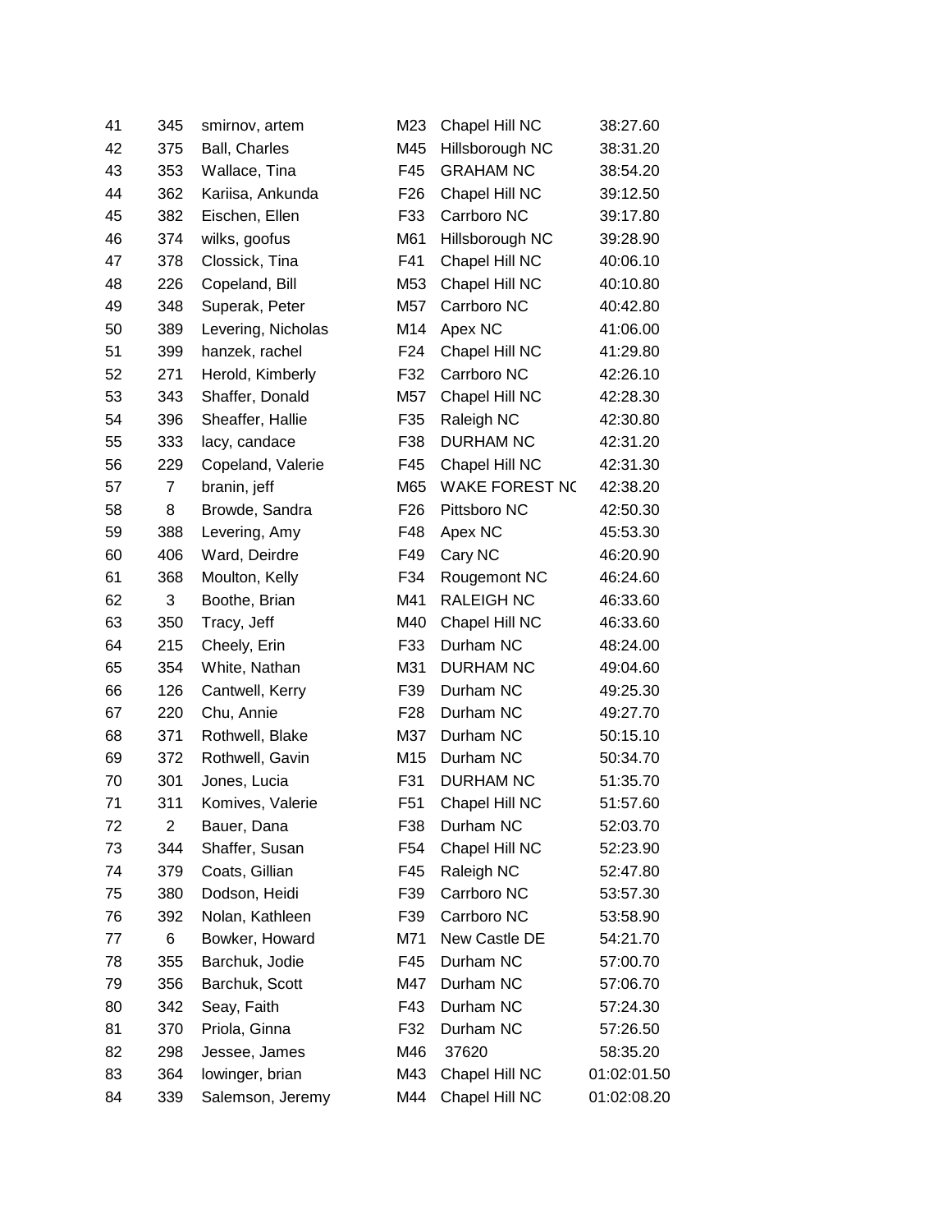| | | | | | |
|---|---|---|---|---|---|
| 41 | 345 | smirnov, artem | M23 | Chapel Hill NC | 38:27.60 |
| 42 | 375 | Ball, Charles | M45 | Hillsborough NC | 38:31.20 |
| 43 | 353 | Wallace, Tina | F45 | GRAHAM NC | 38:54.20 |
| 44 | 362 | Kariisa, Ankunda | F26 | Chapel Hill NC | 39:12.50 |
| 45 | 382 | Eischen, Ellen | F33 | Carrboro NC | 39:17.80 |
| 46 | 374 | wilks, goofus | M61 | Hillsborough NC | 39:28.90 |
| 47 | 378 | Clossick, Tina | F41 | Chapel Hill NC | 40:06.10 |
| 48 | 226 | Copeland, Bill | M53 | Chapel Hill NC | 40:10.80 |
| 49 | 348 | Superak, Peter | M57 | Carrboro NC | 40:42.80 |
| 50 | 389 | Levering, Nicholas | M14 | Apex NC | 41:06.00 |
| 51 | 399 | hanzek, rachel | F24 | Chapel Hill NC | 41:29.80 |
| 52 | 271 | Herold, Kimberly | F32 | Carrboro NC | 42:26.10 |
| 53 | 343 | Shaffer, Donald | M57 | Chapel Hill NC | 42:28.30 |
| 54 | 396 | Sheaffer, Hallie | F35 | Raleigh NC | 42:30.80 |
| 55 | 333 | lacy, candace | F38 | DURHAM NC | 42:31.20 |
| 56 | 229 | Copeland, Valerie | F45 | Chapel Hill NC | 42:31.30 |
| 57 | 7 | branin, jeff | M65 | WAKE FOREST NC | 42:38.20 |
| 58 | 8 | Browde, Sandra | F26 | Pittsboro NC | 42:50.30 |
| 59 | 388 | Levering, Amy | F48 | Apex NC | 45:53.30 |
| 60 | 406 | Ward, Deirdre | F49 | Cary NC | 46:20.90 |
| 61 | 368 | Moulton, Kelly | F34 | Rougemont NC | 46:24.60 |
| 62 | 3 | Boothe, Brian | M41 | RALEIGH NC | 46:33.60 |
| 63 | 350 | Tracy, Jeff | M40 | Chapel Hill NC | 46:33.60 |
| 64 | 215 | Cheely, Erin | F33 | Durham NC | 48:24.00 |
| 65 | 354 | White, Nathan | M31 | DURHAM NC | 49:04.60 |
| 66 | 126 | Cantwell, Kerry | F39 | Durham NC | 49:25.30 |
| 67 | 220 | Chu, Annie | F28 | Durham NC | 49:27.70 |
| 68 | 371 | Rothwell, Blake | M37 | Durham NC | 50:15.10 |
| 69 | 372 | Rothwell, Gavin | M15 | Durham NC | 50:34.70 |
| 70 | 301 | Jones, Lucia | F31 | DURHAM NC | 51:35.70 |
| 71 | 311 | Komives, Valerie | F51 | Chapel Hill NC | 51:57.60 |
| 72 | 2 | Bauer, Dana | F38 | Durham NC | 52:03.70 |
| 73 | 344 | Shaffer, Susan | F54 | Chapel Hill NC | 52:23.90 |
| 74 | 379 | Coats, Gillian | F45 | Raleigh NC | 52:47.80 |
| 75 | 380 | Dodson, Heidi | F39 | Carrboro NC | 53:57.30 |
| 76 | 392 | Nolan, Kathleen | F39 | Carrboro NC | 53:58.90 |
| 77 | 6 | Bowker, Howard | M71 | New Castle DE | 54:21.70 |
| 78 | 355 | Barchuk, Jodie | F45 | Durham NC | 57:00.70 |
| 79 | 356 | Barchuk, Scott | M47 | Durham NC | 57:06.70 |
| 80 | 342 | Seay, Faith | F43 | Durham NC | 57:24.30 |
| 81 | 370 | Priola, Ginna | F32 | Durham NC | 57:26.50 |
| 82 | 298 | Jessee, James | M46 | 37620 | 58:35.20 |
| 83 | 364 | lowinger, brian | M43 | Chapel Hill NC | 01:02:01.50 |
| 84 | 339 | Salemson, Jeremy | M44 | Chapel Hill NC | 01:02:08.20 |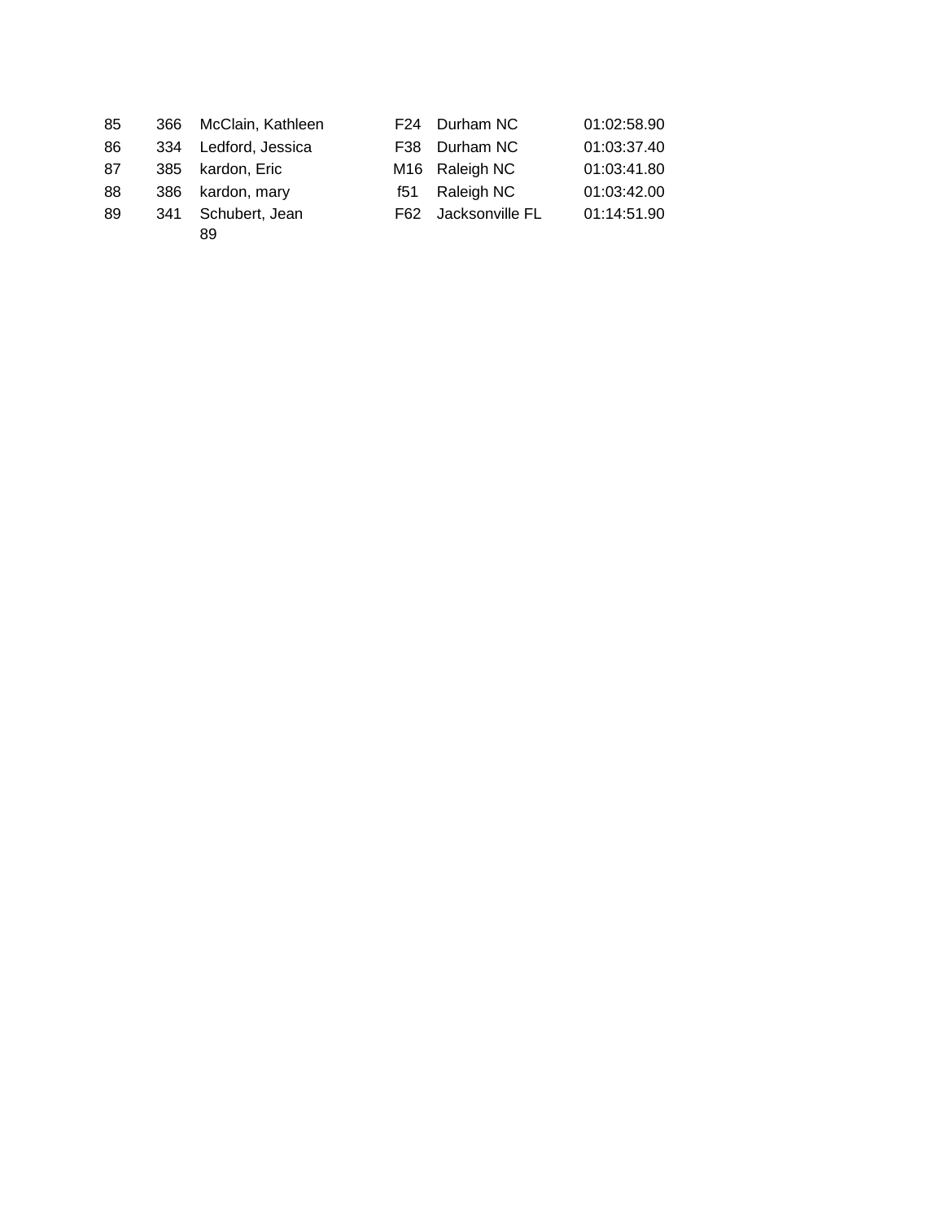| | | | | | |
|---|---|---|---|---|---|
| 85 | 366 | McClain, Kathleen | F24 | Durham NC | 01:02:58.90 |
| 86 | 334 | Ledford, Jessica | F38 | Durham NC | 01:03:37.40 |
| 87 | 385 | kardon, Eric | M16 | Raleigh NC | 01:03:41.80 |
| 88 | 386 | kardon, mary | f51 | Raleigh NC | 01:03:42.00 |
| 89 | 341 | Schubert, Jean | F62 | Jacksonville FL | 01:14:51.90 |

89